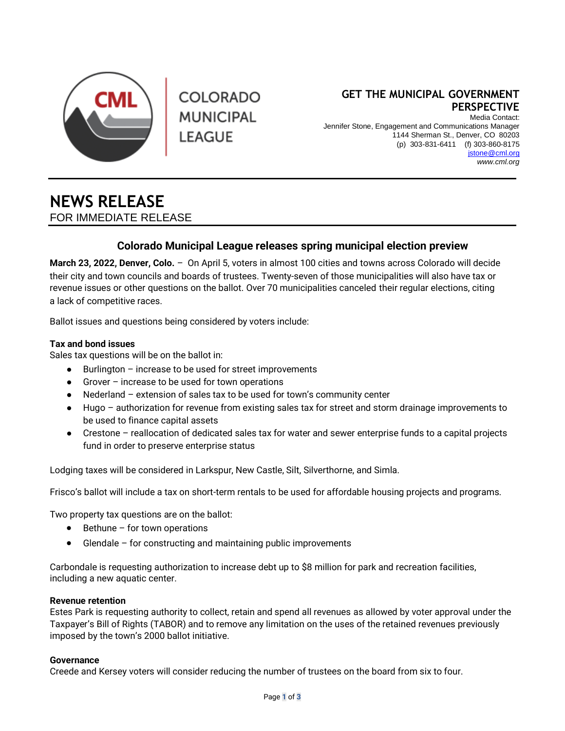COLORADO MUNICIPAL LEAGUE

**GET THE MUNICIPAL GOVERNMENT PERSPECTIVE**

Media Contact:
Jennifer Stone, Engagement and Communications Manager
1144 Sherman St., Denver, CO 80203
(p) 303-831-6411 (f) 303-860-8175
jstone@cml.org
*www.cml.org*

# NEWS RELEASE

FOR IMMEDIATE RELEASE

## Colorado Municipal League releases spring municipal election preview

**March 23, 2022, Denver, Colo.** – On April 5, voters in almost 100 cities and towns across Colorado will decide their city and town councils and boards of trustees. Twenty-seven of those municipalities will also have tax or revenue issues or other questions on the ballot. Over 70 municipalities canceled their regular elections, citing a lack of competitive races.

Ballot issues and questions being considered by voters include:

**Tax and bond issues**

Sales tax questions will be on the ballot in:

- Burlington – increase to be used for street improvements
- Grover – increase to be used for town operations
- Nederland – extension of sales tax to be used for town's community center
- Hugo – authorization for revenue from existing sales tax for street and storm drainage improvements to be used to finance capital assets
- Crestone – reallocation of dedicated sales tax for water and sewer enterprise funds to a capital projects fund in order to preserve enterprise status

Lodging taxes will be considered in Larkspur, New Castle, Silt, Silverthorne, and Simla.

Frisco's ballot will include a tax on short-term rentals to be used for affordable housing projects and programs.

Two property tax questions are on the ballot:

- Bethune – for town operations
- Glendale – for constructing and maintaining public improvements

Carbondale is requesting authorization to increase debt up to $8 million for park and recreation facilities, including a new aquatic center.

**Revenue retention**

Estes Park is requesting authority to collect, retain and spend all revenues as allowed by voter approval under the Taxpayer's Bill of Rights (TABOR) and to remove any limitation on the uses of the retained revenues previously imposed by the town's 2000 ballot initiative.

**Governance**

Creede and Kersey voters will consider reducing the number of trustees on the board from six to four.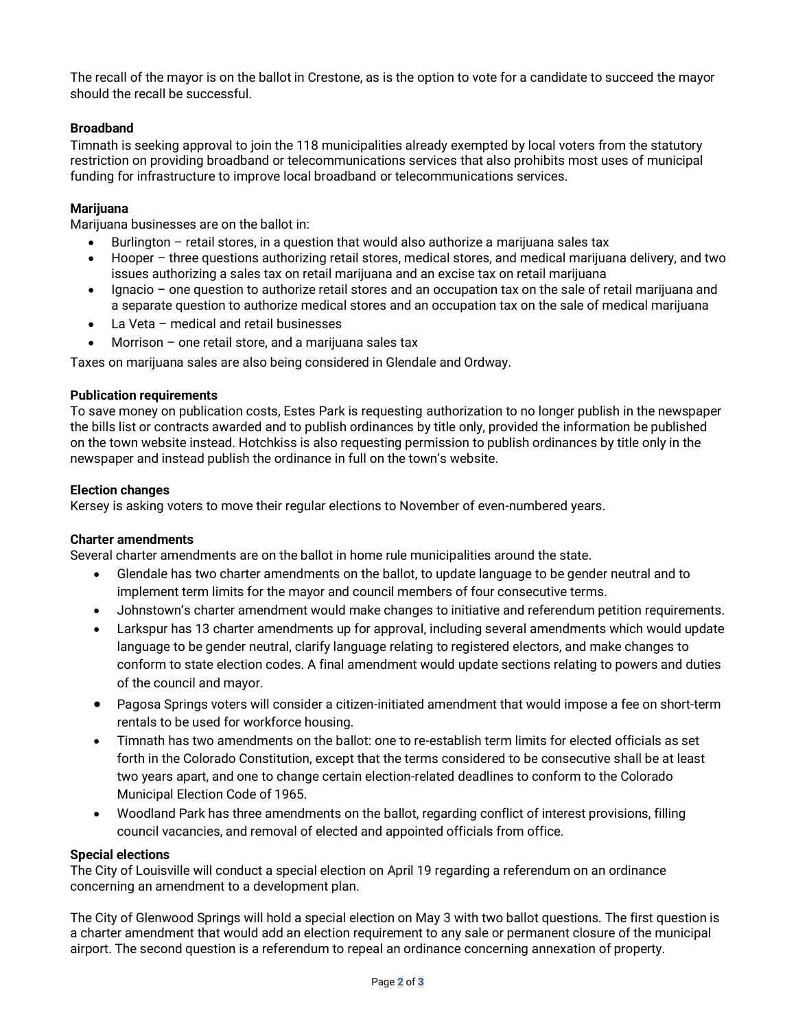The recall of the mayor is on the ballot in Crestone, as is the option to vote for a candidate to succeed the mayor should the recall be successful.

**Broadband**
Timnath is seeking approval to join the 118 municipalities already exempted by local voters from the statutory restriction on providing broadband or telecommunications services that also prohibits most uses of municipal funding for infrastructure to improve local broadband or telecommunications services.

**Marijuana**
Marijuana businesses are on the ballot in:

- Burlington – retail stores, in a question that would also authorize a marijuana sales tax
- Hooper – three questions authorizing retail stores, medical stores, and medical marijuana delivery, and two issues authorizing a sales tax on retail marijuana and an excise tax on retail marijuana
- Ignacio – one question to authorize retail stores and an occupation tax on the sale of retail marijuana and a separate question to authorize medical stores and an occupation tax on the sale of medical marijuana
- La Veta – medical and retail businesses
- Morrison – one retail store, and a marijuana sales tax

Taxes on marijuana sales are also being considered in Glendale and Ordway.

**Publication requirements**
To save money on publication costs, Estes Park is requesting authorization to no longer publish in the newspaper the bills list or contracts awarded and to publish ordinances by title only, provided the information be published on the town website instead. Hotchkiss is also requesting permission to publish ordinances by title only in the newspaper and instead publish the ordinance in full on the town's website.

**Election changes**
Kersey is asking voters to move their regular elections to November of even-numbered years.

**Charter amendments**
Several charter amendments are on the ballot in home rule municipalities around the state.

- Glendale has two charter amendments on the ballot, to update language to be gender neutral and to implement term limits for the mayor and council members of four consecutive terms.
- Johnstown's charter amendment would make changes to initiative and referendum petition requirements.
- Larkspur has 13 charter amendments up for approval, including several amendments which would update language to be gender neutral, clarify language relating to registered electors, and make changes to conform to state election codes. A final amendment would update sections relating to powers and duties of the council and mayor.
- Pagosa Springs voters will consider a citizen-initiated amendment that would impose a fee on short-term rentals to be used for workforce housing.
- Timnath has two amendments on the ballot: one to re-establish term limits for elected officials as set forth in the Colorado Constitution, except that the terms considered to be consecutive shall be at least two years apart, and one to change certain election-related deadlines to conform to the Colorado Municipal Election Code of 1965.
- Woodland Park has three amendments on the ballot, regarding conflict of interest provisions, filling council vacancies, and removal of elected and appointed officials from office.

**Special elections**
The City of Louisville will conduct a special election on April 19 regarding a referendum on an ordinance concerning an amendment to a development plan.

The City of Glenwood Springs will hold a special election on May 3 with two ballot questions. The first question is a charter amendment that would add an election requirement to any sale or permanent closure of the municipal airport. The second question is a referendum to repeal an ordinance concerning annexation of property.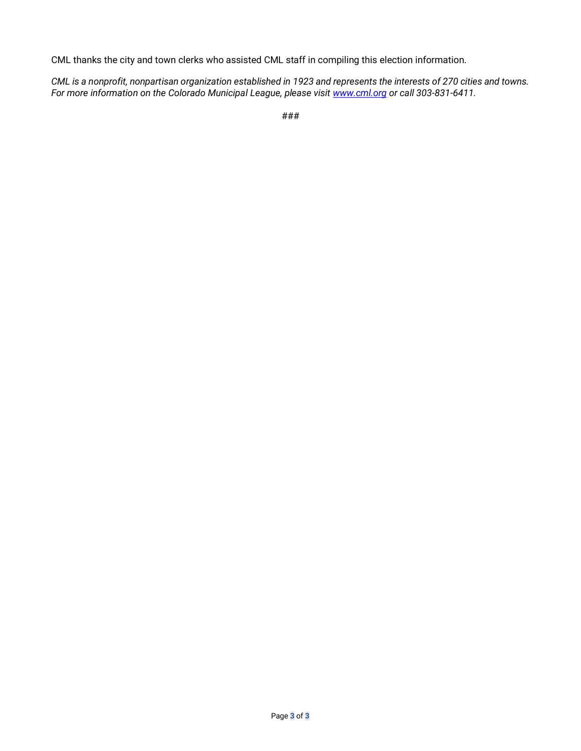CML thanks the city and town clerks who assisted CML staff in compiling this election information.

*CML is a nonprofit, nonpartisan organization established in 1923 and represents the interests of 270 cities and towns. For more information on the Colorado Municipal League, please visit [www.cml.org](http://www.cml.org) or call 303-831-6411.*

###